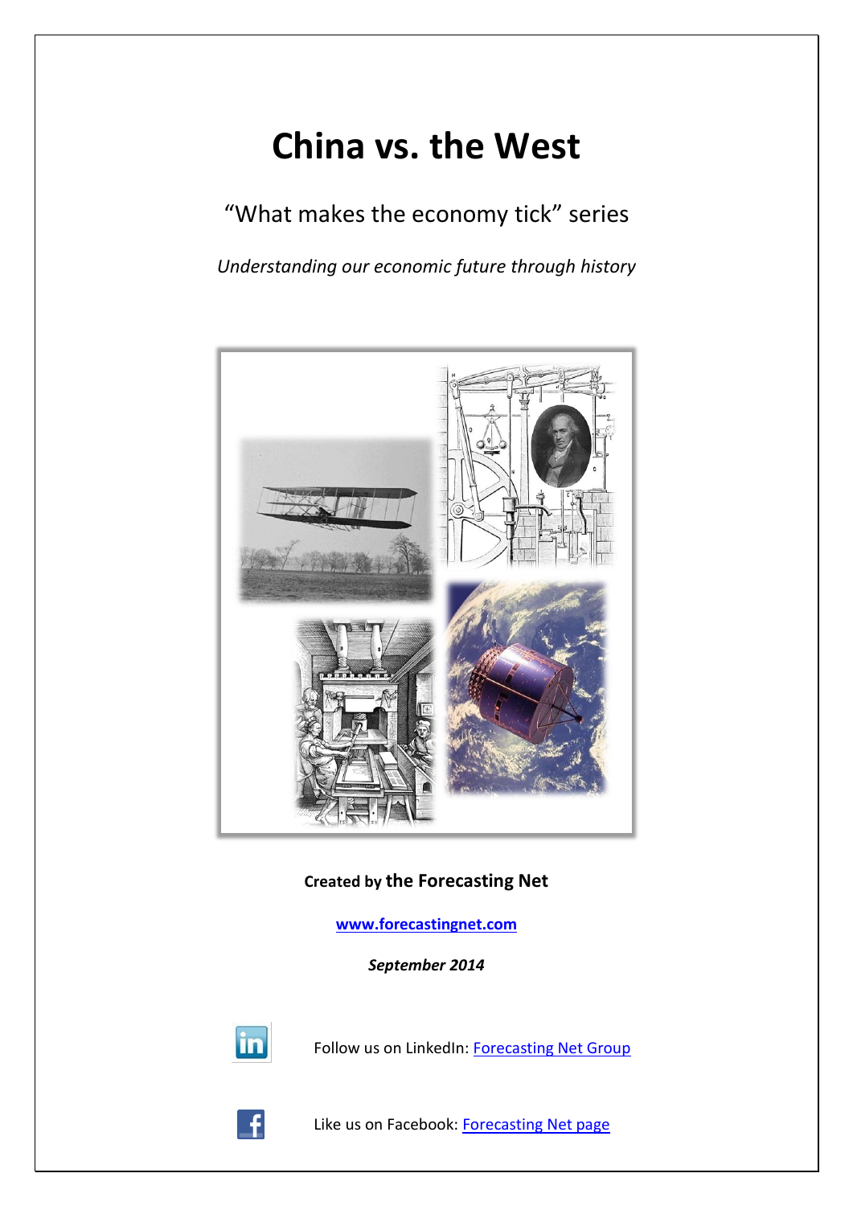# China vs. the West

"What makes the economy tick" series

*Understanding our economic future through history*

**Created by the Forecasting Net**

**[www.forecastingnet.com](www.forecastingnet.com)**

***September 2014***

Follow us on LinkedIn: [Forecasting Net Group]()

Like us on Facebook: [Forecasting Net page]()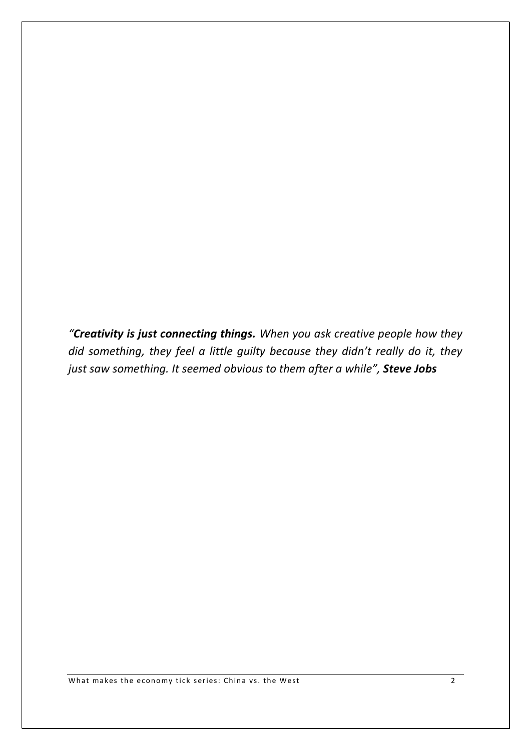*"**Creativity is just connecting things.** When you ask creative people how they did something, they feel a little guilty because they didn't really do it, they just saw something. It seemed obvious to them after a while", **Steve Jobs***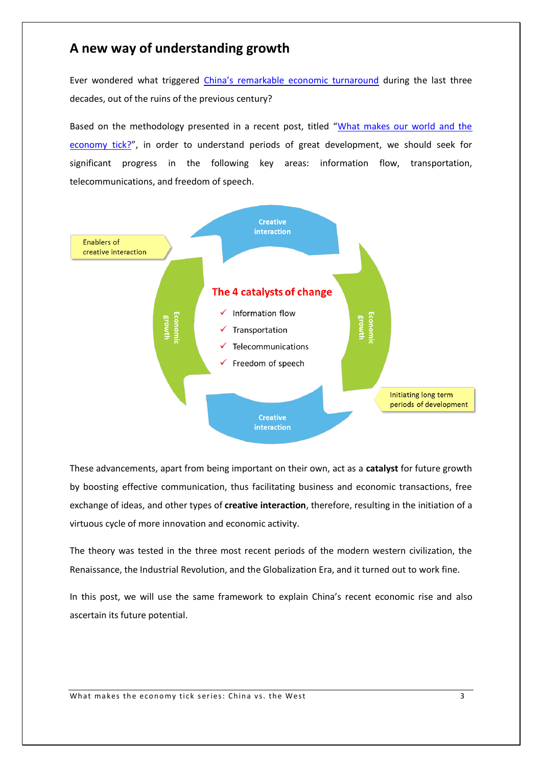## A new way of understanding growth

Ever wondered what triggered China's remarkable economic turnaround during the last three decades, out of the ruins of the previous century?

Based on the methodology presented in a recent post, titled "What makes our world and the economy tick?", in order to understand periods of great development, we should seek for significant progress in the following key areas: information flow, transportation, telecommunications, and freedom of speech.

Enablers of creative interaction

Creative interaction

Economic growth

**The 4 catalysts of change**

- ✓ Information flow
- ✓ Transportation
- ✓ Telecommunications
- ✓ Freedom of speech

Economic growth

Creative interaction

Initiating long term periods of development

These advancements, apart from being important on their own, act as a **catalyst** for future growth by boosting effective communication, thus facilitating business and economic transactions, free exchange of ideas, and other types of **creative interaction**, therefore, resulting in the initiation of a virtuous cycle of more innovation and economic activity.

The theory was tested in the three most recent periods of the modern western civilization, the Renaissance, the Industrial Revolution, and the Globalization Era, and it turned out to work fine.

In this post, we will use the same framework to explain China's recent economic rise and also ascertain its future potential.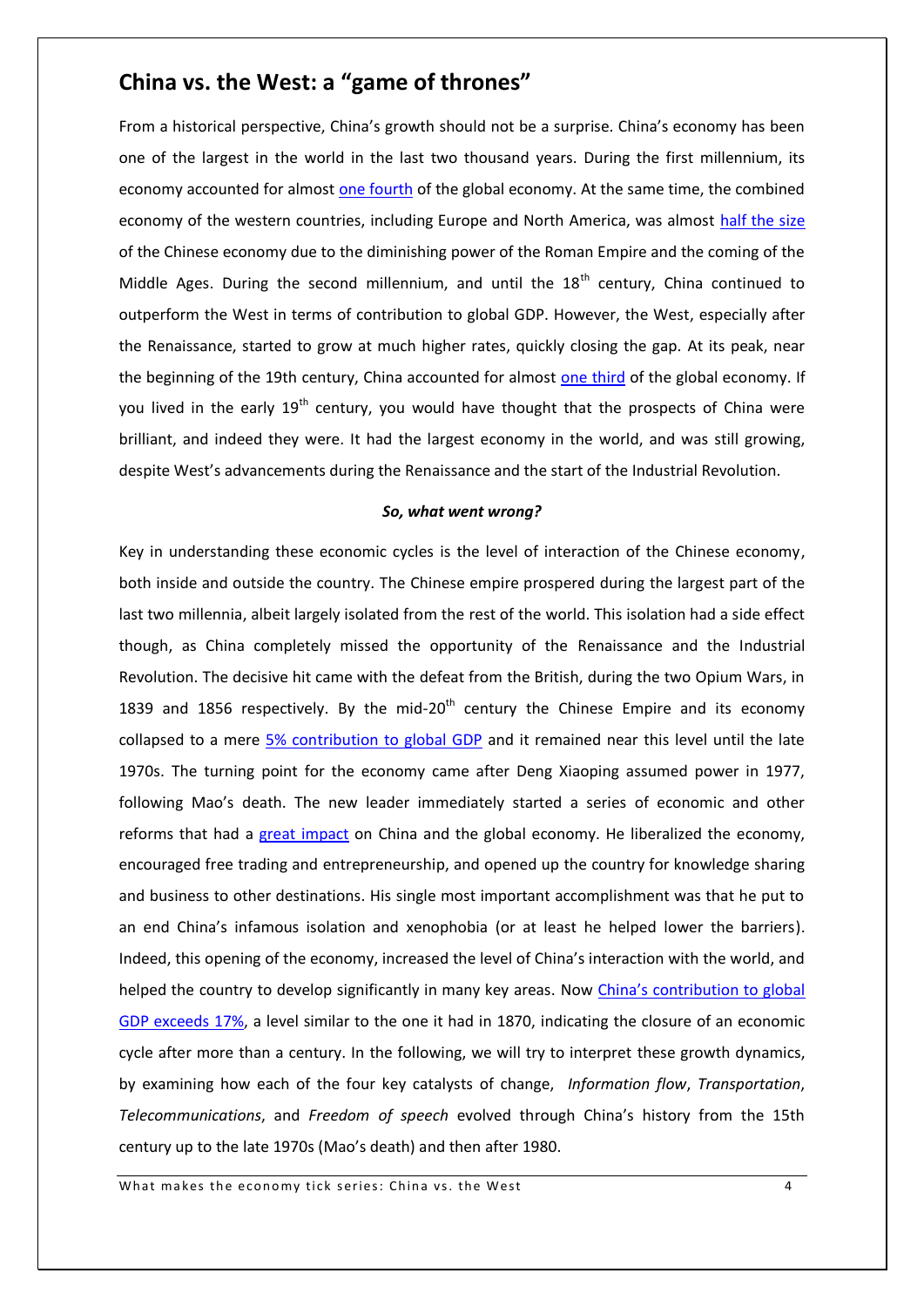## China vs. the West: a "game of thrones"

From a historical perspective, China's growth should not be a surprise. China's economy has been one of the largest in the world in the last two thousand years. During the first millennium, its economy accounted for almost one fourth of the global economy. At the same time, the combined economy of the western countries, including Europe and North America, was almost half the size of the Chinese economy due to the diminishing power of the Roman Empire and the coming of the Middle Ages. During the second millennium, and until the 18th century, China continued to outperform the West in terms of contribution to global GDP. However, the West, especially after the Renaissance, started to grow at much higher rates, quickly closing the gap. At its peak, near the beginning of the 19th century, China accounted for almost one third of the global economy. If you lived in the early 19th century, you would have thought that the prospects of China were brilliant, and indeed they were. It had the largest economy in the world, and was still growing, despite West's advancements during the Renaissance and the start of the Industrial Revolution.

***So, what went wrong?***

Key in understanding these economic cycles is the level of interaction of the Chinese economy, both inside and outside the country. The Chinese empire prospered during the largest part of the last two millennia, albeit largely isolated from the rest of the world. This isolation had a side effect though, as China completely missed the opportunity of the Renaissance and the Industrial Revolution. The decisive hit came with the defeat from the British, during the two Opium Wars, in 1839 and 1856 respectively. By the mid-20th century the Chinese Empire and its economy collapsed to a mere 5% contribution to global GDP and it remained near this level until the late 1970s. The turning point for the economy came after Deng Xiaoping assumed power in 1977, following Mao's death. The new leader immediately started a series of economic and other reforms that had a great impact on China and the global economy. He liberalized the economy, encouraged free trading and entrepreneurship, and opened up the country for knowledge sharing and business to other destinations. His single most important accomplishment was that he put to an end China's infamous isolation and xenophobia (or at least he helped lower the barriers). Indeed, this opening of the economy, increased the level of China's interaction with the world, and helped the country to develop significantly in many key areas. Now China's contribution to global GDP exceeds 17%, a level similar to the one it had in 1870, indicating the closure of an economic cycle after more than a century. In the following, we will try to interpret these growth dynamics, by examining how each of the four key catalysts of change, *Information flow*, *Transportation*, *Telecommunications*, and *Freedom of speech* evolved through China's history from the 15th century up to the late 1970s (Mao's death) and then after 1980.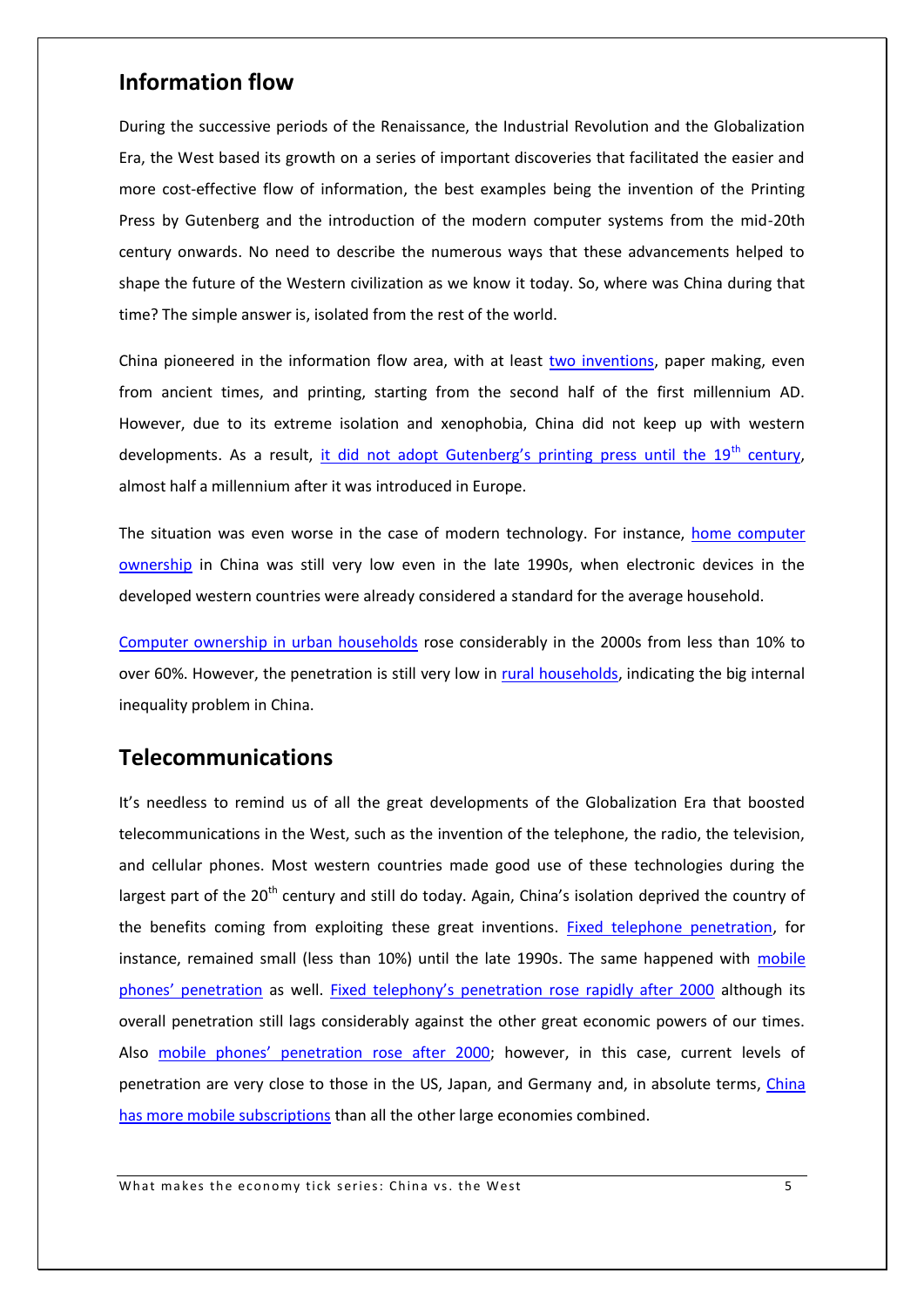## Information flow

During the successive periods of the Renaissance, the Industrial Revolution and the Globalization Era, the West based its growth on a series of important discoveries that facilitated the easier and more cost-effective flow of information, the best examples being the invention of the Printing Press by Gutenberg and the introduction of the modern computer systems from the mid-20th century onwards. No need to describe the numerous ways that these advancements helped to shape the future of the Western civilization as we know it today. So, where was China during that time? The simple answer is, isolated from the rest of the world.

China pioneered in the information flow area, with at least two inventions, paper making, even from ancient times, and printing, starting from the second half of the first millennium AD. However, due to its extreme isolation and xenophobia, China did not keep up with western developments. As a result, it did not adopt Gutenberg's printing press until the 19th century, almost half a millennium after it was introduced in Europe.

The situation was even worse in the case of modern technology. For instance, home computer ownership in China was still very low even in the late 1990s, when electronic devices in the developed western countries were already considered a standard for the average household.

Computer ownership in urban households rose considerably in the 2000s from less than 10% to over 60%. However, the penetration is still very low in rural households, indicating the big internal inequality problem in China.

## Telecommunications

It's needless to remind us of all the great developments of the Globalization Era that boosted telecommunications in the West, such as the invention of the telephone, the radio, the television, and cellular phones. Most western countries made good use of these technologies during the largest part of the 20th century and still do today. Again, China's isolation deprived the country of the benefits coming from exploiting these great inventions. Fixed telephone penetration, for instance, remained small (less than 10%) until the late 1990s. The same happened with mobile phones' penetration as well. Fixed telephony's penetration rose rapidly after 2000 although its overall penetration still lags considerably against the other great economic powers of our times. Also mobile phones' penetration rose after 2000; however, in this case, current levels of penetration are very close to those in the US, Japan, and Germany and, in absolute terms, China has more mobile subscriptions than all the other large economies combined.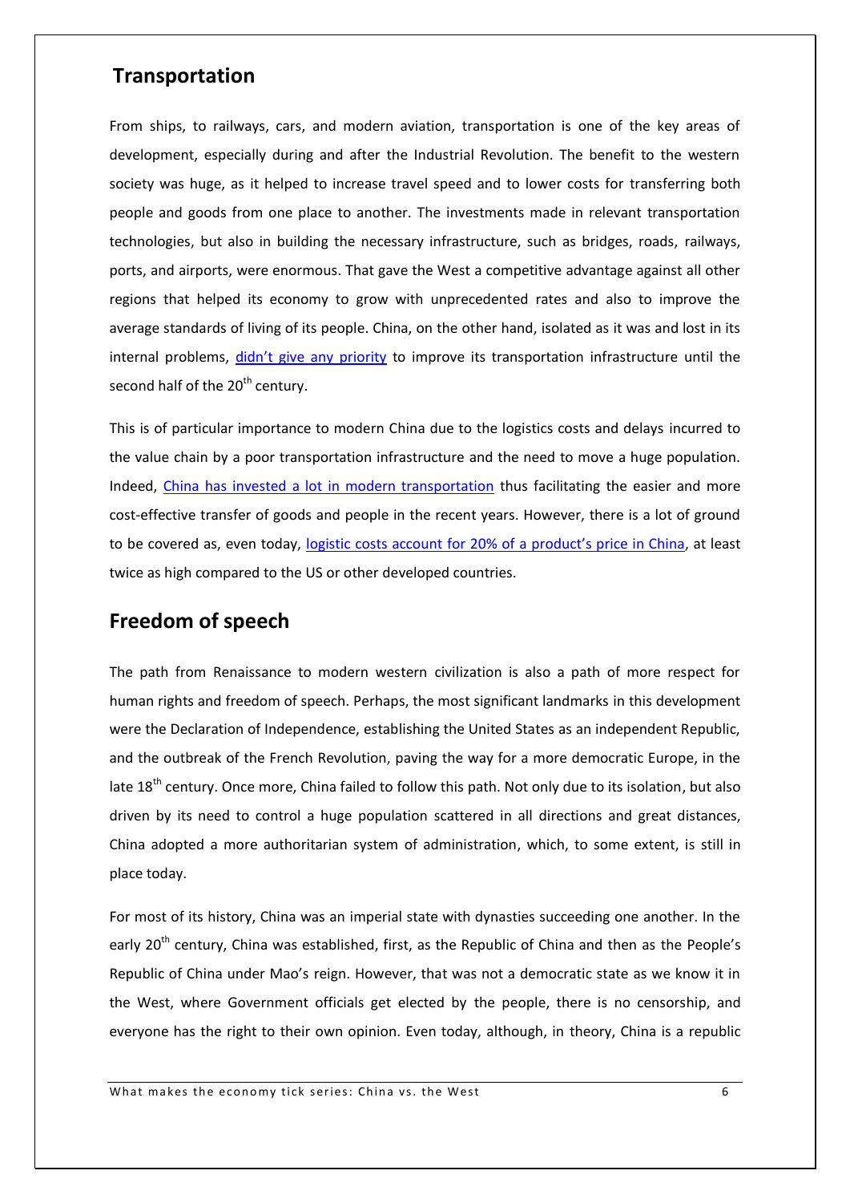## Transportation

From ships, to railways, cars, and modern aviation, transportation is one of the key areas of development, especially during and after the Industrial Revolution. The benefit to the western society was huge, as it helped to increase travel speed and to lower costs for transferring both people and goods from one place to another. The investments made in relevant transportation technologies, but also in building the necessary infrastructure, such as bridges, roads, railways, ports, and airports, were enormous. That gave the West a competitive advantage against all other regions that helped its economy to grow with unprecedented rates and also to improve the average standards of living of its people. China, on the other hand, isolated as it was and lost in its internal problems, didn't give any priority to improve its transportation infrastructure until the second half of the 20th century.

This is of particular importance to modern China due to the logistics costs and delays incurred to the value chain by a poor transportation infrastructure and the need to move a huge population. Indeed, China has invested a lot in modern transportation thus facilitating the easier and more cost-effective transfer of goods and people in the recent years. However, there is a lot of ground to be covered as, even today, logistic costs account for 20% of a product's price in China, at least twice as high compared to the US or other developed countries.

## Freedom of speech

The path from Renaissance to modern western civilization is also a path of more respect for human rights and freedom of speech. Perhaps, the most significant landmarks in this development were the Declaration of Independence, establishing the United States as an independent Republic, and the outbreak of the French Revolution, paving the way for a more democratic Europe, in the late 18th century. Once more, China failed to follow this path. Not only due to its isolation, but also driven by its need to control a huge population scattered in all directions and great distances, China adopted a more authoritarian system of administration, which, to some extent, is still in place today.

For most of its history, China was an imperial state with dynasties succeeding one another. In the early 20th century, China was established, first, as the Republic of China and then as the People's Republic of China under Mao's reign. However, that was not a democratic state as we know it in the West, where Government officials get elected by the people, there is no censorship, and everyone has the right to their own opinion. Even today, although, in theory, China is a republic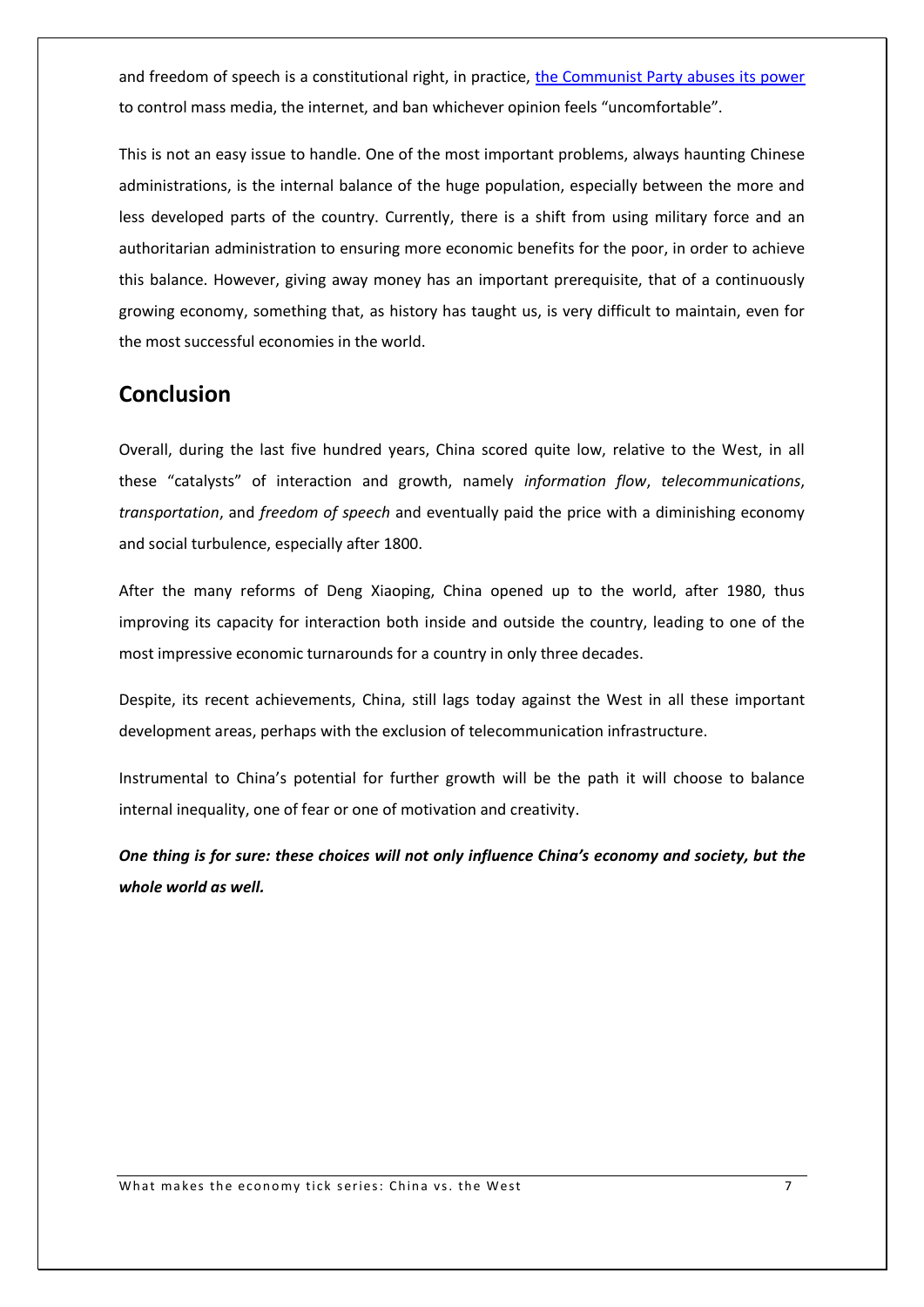and freedom of speech is a constitutional right, in practice, [the Communist Party abuses its power] to control mass media, the internet, and ban whichever opinion feels "uncomfortable".

This is not an easy issue to handle. One of the most important problems, always haunting Chinese administrations, is the internal balance of the huge population, especially between the more and less developed parts of the country. Currently, there is a shift from using military force and an authoritarian administration to ensuring more economic benefits for the poor, in order to achieve this balance. However, giving away money has an important prerequisite, that of a continuously growing economy, something that, as history has taught us, is very difficult to maintain, even for the most successful economies in the world.

## Conclusion

Overall, during the last five hundred years, China scored quite low, relative to the West, in all these "catalysts" of interaction and growth, namely *information flow*, *telecommunications*, *transportation*, and *freedom of speech* and eventually paid the price with a diminishing economy and social turbulence, especially after 1800.

After the many reforms of Deng Xiaoping, China opened up to the world, after 1980, thus improving its capacity for interaction both inside and outside the country, leading to one of the most impressive economic turnarounds for a country in only three decades.

Despite, its recent achievements, China, still lags today against the West in all these important development areas, perhaps with the exclusion of telecommunication infrastructure.

Instrumental to China's potential for further growth will be the path it will choose to balance internal inequality, one of fear or one of motivation and creativity.

***One thing is for sure: these choices will not only influence China's economy and society, but the whole world as well.***